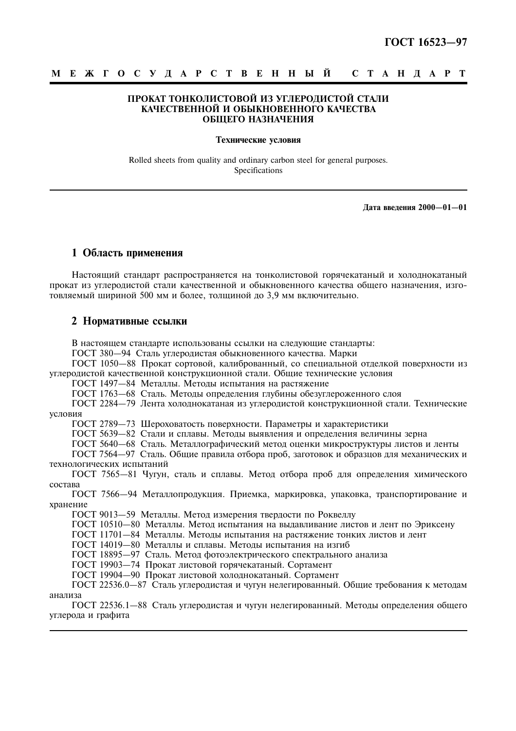# ГОСТ 16523—97

**М Е Ж Г О С У Д А Р С Т В Е Н Н Ы Й   С Т А Н Д А Р Т**

**ПРОКАТ ТОНКОЛИСТОВОЙ ИЗ УГЛЕРОДИСТОЙ СТАЛИ КАЧЕСТВЕННОЙ И ОБЫКНОВЕННОГО КАЧЕСТВА ОБЩЕГО НАЗНАЧЕНИЯ**

**Технические условия**

Rolled sheets from quality and ordinary carbon steel for general purposes. Specifications

**Дата введения 2000—01—01**

## 1 Область применения

Настоящий стандарт распространяется на тонколистовой горячекатаный и холоднокатаный прокат из углеродистой стали качественной и обыкновенного качества общего назначения, изготовляемый шириной 500 мм и более, толщиной до 3,9 мм включительно.

## 2 Нормативные ссылки

В настоящем стандарте использованы ссылки на следующие стандарты:

ГОСТ 380—94 Сталь углеродистая обыкновенного качества. Марки

ГОСТ 1050—88 Прокат сортовой, калиброванный, со специальной отделкой поверхности из углеродистой качественной конструкционной стали. Общие технические условия

ГОСТ 1497—84 Металлы. Методы испытания на растяжение

ГОСТ 1763—68 Сталь. Методы определения глубины обезуглероженного слоя

ГОСТ 2284—79 Лента холоднокатаная из углеродистой конструкционной стали. Технические условия

ГОСТ 2789—73 Шероховатость поверхности. Параметры и характеристики

ГОСТ 5639—82 Стали и сплавы. Методы выявления и определения величины зерна

ГОСТ 5640—68 Сталь. Металлографический метод оценки микроструктуры листов и ленты

ГОСТ 7564—97 Сталь. Общие правила отбора проб, заготовок и образцов для механических и технологических испытаний

ГОСТ 7565—81 Чугун, сталь и сплавы. Метод отбора проб для определения химического состава

ГОСТ 7566—94 Металлопродукция. Приемка, маркировка, упаковка, транспортирование и хранение

ГОСТ 9013—59 Металлы. Метод измерения твердости по Роквеллу

ГОСТ 10510—80 Металлы. Метод испытания на выдавливание листов и лент по Эриксену

ГОСТ 11701—84 Металлы. Методы испытания на растяжение тонких листов и лент

ГОСТ 14019—80 Металлы и сплавы. Методы испытания на изгиб

ГОСТ 18895—97 Сталь. Метод фотоэлектрического спектрального анализа

ГОСТ 19903—74 Прокат листовой горячекатаный. Сортамент

ГОСТ 19904—90 Прокат листовой холоднокатаный. Сортамент

ГОСТ 22536.0—87 Сталь углеродистая и чугун нелегированный. Общие требования к методам анализа

ГОСТ 22536.1—88 Сталь углеродистая и чугун нелегированный. Методы определения общего углерода и графита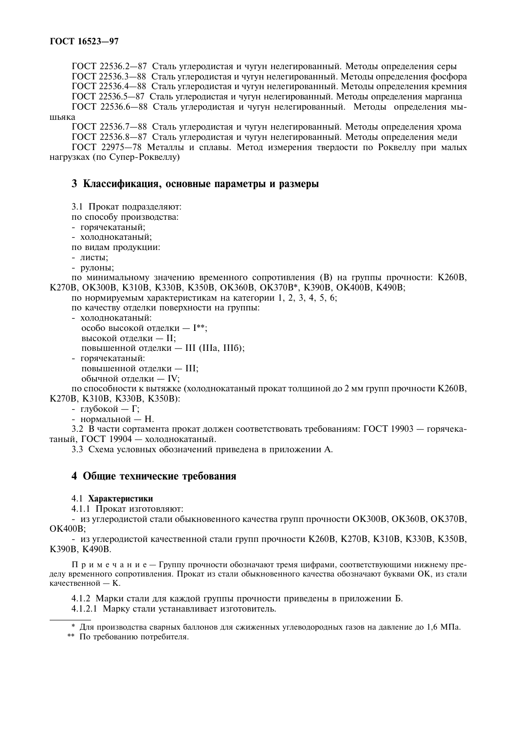ГОСТ 22536.2—87 Сталь углеродистая и чугун нелегированный. Методы определения серы

ГОСТ 22536.3—88 Сталь углеродистая и чугун нелегированный. Методы определения фосфора

ГОСТ 22536.4—88 Сталь углеродистая и чугун нелегированный. Методы определения кремния

ГОСТ 22536.5—87 Сталь углеродистая и чугун нелегированный. Методы определения марганца

ГОСТ 22536.6—88 Сталь углеродистая и чугун нелегированный. Методы определения мышьяка

ГОСТ 22536.7—88 Сталь углеродистая и чугун нелегированный. Методы определения хрома

ГОСТ 22536.8—87 Сталь углеродистая и чугун нелегированный. Методы определения меди

ГОСТ 22975—78 Металлы и сплавы. Метод измерения твердости по Роквеллу при малых нагрузках (по Супер-Роквеллу)

## 3 Классификация, основные параметры и размеры

3.1 Прокат подразделяют:

по способу производства:

- горячекатаный;
- холоднокатаный;

по видам продукции:

- листы;
- рулоны;

по минимальному значению временного сопротивления (В) на группы прочности: К260В, К270В, ОК300В, К310В, К330В, К350В, ОК360В, ОК370В*, К390В, ОК400В, К490В;

по нормируемым характеристикам на категории 1, 2, 3, 4, 5, 6;

по качеству отделки поверхности на группы:

- холоднокатаный:
  - особо высокой отделки — I**;
  - высокой отделки — II;
  - повышенной отделки — III (IIIа, IIIб);
- горячекатаный:
  - повышенной отделки — III;
  - обычной отделки — IV;

по способности к вытяжке (холоднокатаный прокат толщиной до 2 мм групп прочности К260В, К270В, К310В, К330В, К350В):

- глубокой — Г;
- нормальной — Н.

3.2 В части сортамента прокат должен соответствовать требованиям: ГОСТ 19903 — горячекатаный, ГОСТ 19904 — холоднокатаный.

3.3 Схема условных обозначений приведена в приложении А.

## 4 Общие технические требования

**4.1 Характеристики**

4.1.1 Прокат изготовляют:

- из углеродистой стали обыкновенного качества групп прочности ОК300В, ОК360В, ОК370В, ОК400В;
- из углеродистой качественной стали групп прочности К260В, К270В, К310В, К330В, К350В, К390В, К490В.

П р и м е ч а н и е — Группу прочности обозначают тремя цифрами, соответствующими нижнему пределу временного сопротивления. Прокат из стали обыкновенного качества обозначают буквами ОК, из стали качественной — К.

4.1.2 Марки стали для каждой группы прочности приведены в приложении Б.

4.1.2.1 Марку стали устанавливает изготовитель.

---

\* Для производства сварных баллонов для сжиженных углеводородных газов на давление до 1,6 МПа.

\*\* По требованию потребителя.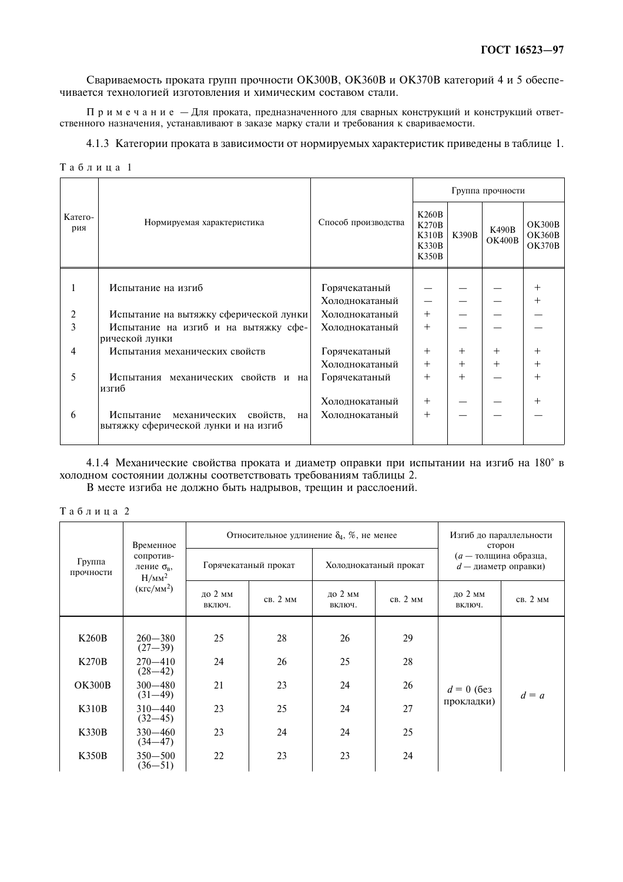Свариваемость проката групп прочности ОК300В, ОК360В и ОК370В категорий 4 и 5 обеспечивается технологией изготовления и химическим составом стали.

Примечание — Для проката, предназначенного для сварных конструкций и конструкций ответственного назначения, устанавливают в заказе марку стали и требования к свариваемости.

4.1.3 Категории проката в зависимости от нормируемых характеристик приведены в таблице 1.

Таблица 1

| Категория | Нормируемая характеристика | Способ производства | Группа прочности | | | |
|---|---|---|---|---|---|---|
| | | | K260В K270В K310В K330В K350В | K390В | K490В OK400В | OK300В OK360В OK370В |
| 1 | Испытание на изгиб | Горячекатаный | — | — | — | + |
| | | Холоднокатаный | — | — | — | + |
| 2 | Испытание на вытяжку сферической лунки | Холоднокатаный | + | — | — | — |
| 3 | Испытание на изгиб и на вытяжку сферической лунки | Холоднокатаный | + | — | — | — |
| 4 | Испытания механических свойств | Горячекатаный | + | + | + | + |
| | | Холоднокатаный | + | + | + | + |
| 5 | Испытания механических свойств и на изгиб | Горячекатаный | + | + | — | + |
| | | Холоднокатаный | + | — | — | + |
| 6 | Испытание механических свойств, на вытяжку сферической лунки и на изгиб | Холоднокатаный | + | — | — | — |

4.1.4 Механические свойства проката и диаметр оправки при испытании на изгиб на 180° в холодном состоянии должны соответствовать требованиям таблицы 2.

В месте изгиба не должно быть надрывов, трещин и расслоений.

Таблица 2

| Группа прочности | Временное сопротивление $\sigma_в$, Н/мм$^2$ (кгс/мм$^2$) | Относительное удлинение $\delta_4$, %, не менее | | | | Изгиб до параллельности сторон ($a$ — толщина образца, $d$ — диаметр оправки) | |
|---|---|---|---|---|---|---|---|
| | | Горячекатаный прокат | | Холоднокатаный прокат | | | |
| | | до 2 мм включ. | св. 2 мм | до 2 мм включ. | св. 2 мм | до 2 мм включ. | св. 2 мм |
| K260В | 260—380 (27—39) | 25 | 28 | 26 | 29 | $d = 0$ (без прокладки) | $d = a$ |
| K270В | 270—410 (28—42) | 24 | 26 | 25 | 28 | | |
| OK300В | 300—480 (31—49) | 21 | 23 | 24 | 26 | | |
| K310В | 310—440 (32—45) | 23 | 25 | 24 | 27 | | |
| K330В | 330—460 (34—47) | 23 | 24 | 24 | 25 | | |
| K350В | 350—500 (36—51) | 22 | 23 | 23 | 24 | | |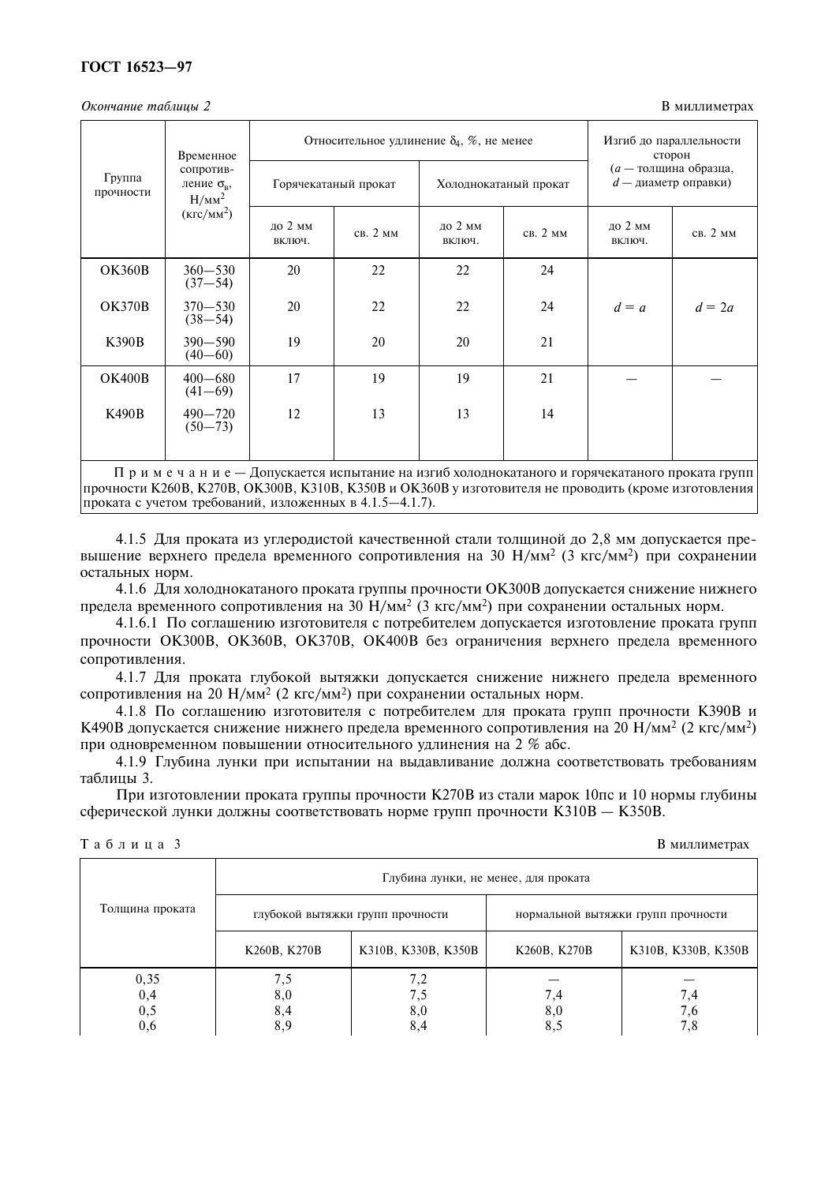*Окончание таблицы 2*

В миллиметрах

| Группа прочности | Временное сопротивление $\sigma_в$, Н/мм$^2$ (кгс/мм$^2$) | Относительное удлинение $\delta_4$, %, не менее | | | | Изгиб до параллельности сторон ($a$ — толщина образца, $d$ — диаметр оправки) | |
|---|---|---|---|---|---|---|---|
| | | Горячекатаный прокат | | Холоднокатаный прокат | | | |
| | | до 2 мм включ. | св. 2 мм | до 2 мм включ. | св. 2 мм | до 2 мм включ. | св. 2 мм |
| ОК360В | 360—530 (37—54) | 20 | 22 | 22 | 24 | $d = a$ | $d = 2a$ |
| ОК370В | 370—530 (38—54) | 20 | 22 | 22 | 24 | | |
| К390В | 390—590 (40—60) | 19 | 20 | 20 | 21 | | |
| ОК400В | 400—680 (41—69) | 17 | 19 | 19 | 21 | — | — |
| К490В | 490—720 (50—73) | 12 | 13 | 13 | 14 | | |

П р и м е ч а н и е — Допускается испытание на изгиб холоднокатаного и горячекатаного проката групп прочности К260В, К270В, ОК300В, К310В, К350В и ОК360В у изготовителя не проводить (кроме изготовления проката с учетом требований, изложенных в 4.1.5—4.1.7).

4.1.5 Для проката из углеродистой качественной стали толщиной до 2,8 мм допускается превышение верхнего предела временного сопротивления на 30 Н/мм$^2$ (3 кгс/мм$^2$) при сохранении остальных норм.

4.1.6 Для холоднокатаного проката группы прочности ОК300В допускается снижение нижнего предела временного сопротивления на 30 Н/мм$^2$ (3 кгс/мм$^2$) при сохранении остальных норм.

4.1.6.1 По соглашению изготовителя с потребителем допускается изготовление проката групп прочности ОК300В, ОК360В, ОК370В, ОК400В без ограничения верхнего предела временного сопротивления.

4.1.7 Для проката глубокой вытяжки допускается снижение нижнего предела временного сопротивления на 20 Н/мм$^2$ (2 кгс/мм$^2$) при сохранении остальных норм.

4.1.8 По соглашению изготовителя с потребителем для проката групп прочности К390В и К490В допускается снижение нижнего предела временного сопротивления на 20 Н/мм$^2$ (2 кгс/мм$^2$) при одновременном повышении относительного удлинения на 2 % абс.

4.1.9 Глубина лунки при испытании на выдавливание должна соответствовать требованиям таблицы 3.

При изготовлении проката группы прочности К270В из стали марок 10пс и 10 нормы глубины сферической лунки должны соответствовать норме групп прочности К310В — К350В.

Т а б л и ц а 3

В миллиметрах

| Толщина проката | Глубина лунки, не менее, для проката | | | |
|---|---|---|---|---|
| | глубокой вытяжки групп прочности | | нормальной вытяжки групп прочности | |
| | К260В, К270В | К310В, К330В, К350В | К260В, К270В | К310В, К330В, К350В |
| 0,35 | 7,5 | 7,2 | — | — |
| 0,4 | 8,0 | 7,5 | 7,4 | 7,4 |
| 0,5 | 8,4 | 8,0 | 8,0 | 7,6 |
| 0,6 | 8,9 | 8,4 | 8,5 | 7,8 |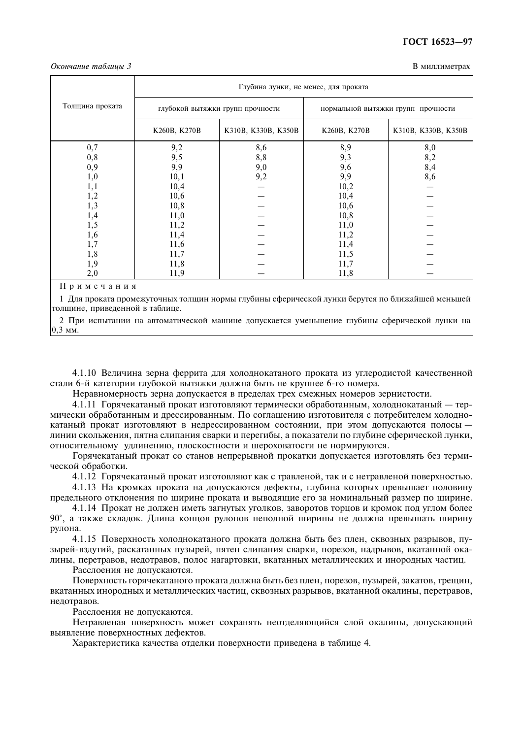*Окончание таблицы 3*

В миллиметрах

| Толщина проката | Глубина лунки, не менее, для проката | | | |
|---|---|---|---|---|
| | глубокой вытяжки групп прочности | | нормальной вытяжки групп прочности | |
| | К260В, К270В | К310В, К330В, К350В | К260В, К270В | К310В, К330В, К350В |
| 0,7 | 9,2 | 8,6 | 8,9 | 8,0 |
| 0,8 | 9,5 | 8,8 | 9,3 | 8,2 |
| 0,9 | 9,9 | 9,0 | 9,6 | 8,4 |
| 1,0 | 10,1 | 9,2 | 9,9 | 8,6 |
| 1,1 | 10,4 | — | 10,2 | — |
| 1,2 | 10,6 | — | 10,4 | — |
| 1,3 | 10,8 | — | 10,6 | — |
| 1,4 | 11,0 | — | 10,8 | — |
| 1,5 | 11,2 | — | 11,0 | — |
| 1,6 | 11,4 | — | 11,2 | — |
| 1,7 | 11,6 | — | 11,4 | — |
| 1,8 | 11,7 | — | 11,5 | — |
| 1,9 | 11,8 | — | 11,7 | — |
| 2,0 | 11,9 | — | 11,8 | — |

Примечания

1 Для проката промежуточных толщин нормы глубины сферической лунки берутся по ближайшей меньшей толщине, приведенной в таблице.

2 При испытании на автоматической машине допускается уменьшение глубины сферической лунки на 0,3 мм.

4.1.10 Величина зерна феррита для холоднокатаного проката из углеродистой качественной стали 6-й категории глубокой вытяжки должна быть не крупнее 6-го номера.

Неравномерность зерна допускается в пределах трех смежных номеров зернистости.

4.1.11 Горячекатаный прокат изготовляют термически обработанным, холоднокатаный — термически обработанным и дрессированным. По соглашению изготовителя с потребителем холоднокатаный прокат изготовляют в недрессированном состоянии, при этом допускаются полосы — линии скольжения, пятна слипания сварки и перегибы, а показатели по глубине сферической лунки, относительному удлинению, плоскостности и шероховатости не нормируются.

Горячекатаный прокат со станов непрерывной прокатки допускается изготовлять без термической обработки.

4.1.12 Горячекатаный прокат изготовляют как с травленой, так и с нетравленой поверхностью.

4.1.13 На кромках проката не допускаются дефекты, глубина которых превышает половину предельного отклонения по ширине проката и выводящие его за номинальный размер по ширине.

4.1.14 Прокат не должен иметь загнутых уголков, заворотов торцов и кромок под углом более 90°, а также складок. Длина концов рулонов неполной ширины не должна превышать ширину рулона.

4.1.15 Поверхность холоднокатаного проката должна быть без плен, сквозных разрывов, пузырей-вздутий, раскатанных пузырей, пятен слипания сварки, порезов, надрывов, вкатанной окалины, перетравов, недотравов, полос нагартовки, вкатанных металлических и инородных частиц.

Расслоения не допускаются.

Поверхность горячекатаного проката должна быть без плен, порезов, пузырей, закатов, трещин, вкатанных инородных и металлических частиц, сквозных разрывов, вкатанной окалины, перетравов, недотравов.

Расслоения не допускаются.

Нетравленая поверхность может сохранять неотделяющийся слой окалины, допускающий выявление поверхностных дефектов.

Характеристика качества отделки поверхности приведена в таблице 4.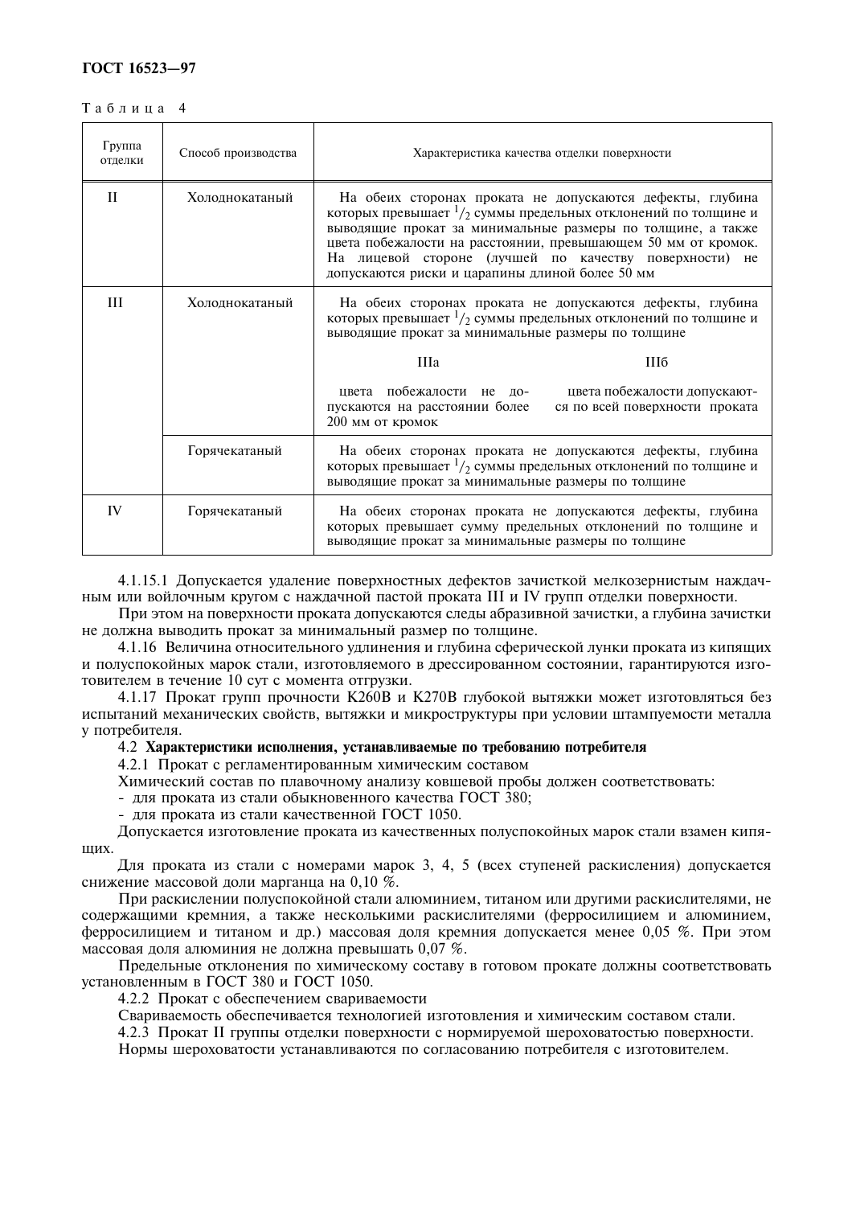Таблица 4

| Группа отделки | Способ производства | Характеристика качества отделки поверхности |
|---|---|---|
| II | Холоднокатаный | На обеих сторонах проката не допускаются дефекты, глубина которых превышает $^1/_2$ суммы предельных отклонений по толщине и выводящие прокат за минимальные размеры по толщине, а также цвета побежалости на расстоянии, превышающем 50 мм от кромок. На лицевой стороне (лучшей по качеству поверхности) не допускаются риски и царапины длиной более 50 мм |
| III | Холоднокатаный | На обеих сторонах проката не допускаются дефекты, глубина которых превышает $^1/_2$ суммы предельных отклонений по толщине и выводящие прокат за минимальные размеры по толщине<br>IIIа — цвета побежалости не допускаются на расстоянии более 200 мм от кромок<br>IIIб — цвета побежалости допускаются по всей поверхности проката |
| | Горячекатаный | На обеих сторонах проката не допускаются дефекты, глубина которых превышает $^1/_2$ суммы предельных отклонений по толщине и выводящие прокат за минимальные размеры по толщине |
| IV | Горячекатаный | На обеих сторонах проката не допускаются дефекты, глубина которых превышает сумму предельных отклонений по толщине и выводящие прокат за минимальные размеры по толщине |

4.1.15.1 Допускается удаление поверхностных дефектов зачисткой мелкозернистым наждачным или войлочным кругом с наждачной пастой проката III и IV групп отделки поверхности.

При этом на поверхности проката допускаются следы абразивной зачистки, а глубина зачистки не должна выводить прокат за минимальный размер по толщине.

4.1.16 Величина относительного удлинения и глубина сферической лунки проката из кипящих и полуспокойных марок стали, изготовляемого в дрессированном состоянии, гарантируются изготовителем в течение 10 сут с момента отгрузки.

4.1.17 Прокат групп прочности К260В и К270В глубокой вытяжки может изготовляться без испытаний механических свойств, вытяжки и микроструктуры при условии штампуемости металла у потребителя.

4.2 **Характеристики исполнения, устанавливаемые по требованию потребителя**

4.2.1 Прокат с регламентированным химическим составом

Химический состав по плавочному анализу ковшевой пробы должен соответствовать:

- для проката из стали обыкновенного качества ГОСТ 380;
- для проката из стали качественной ГОСТ 1050.

Допускается изготовление проката из качественных полуспокойных марок стали взамен кипящих.

Для проката из стали с номерами марок 3, 4, 5 (всех ступеней раскисления) допускается снижение массовой доли марганца на 0,10 %.

При раскислении полуспокойной стали алюминием, титаном или другими раскислителями, не содержащими кремния, а также несколькими раскислителями (ферросилицием и алюминием, ферросилицием и титаном и др.) массовая доля кремния допускается менее 0,05 %. При этом массовая доля алюминия не должна превышать 0,07 %.

Предельные отклонения по химическому составу в готовом прокате должны соответствовать установленным в ГОСТ 380 и ГОСТ 1050.

4.2.2 Прокат с обеспечением свариваемости

Свариваемость обеспечивается технологией изготовления и химическим составом стали.

4.2.3 Прокат II группы отделки поверхности с нормируемой шероховатостью поверхности.

Нормы шероховатости устанавливаются по согласованию потребителя с изготовителем.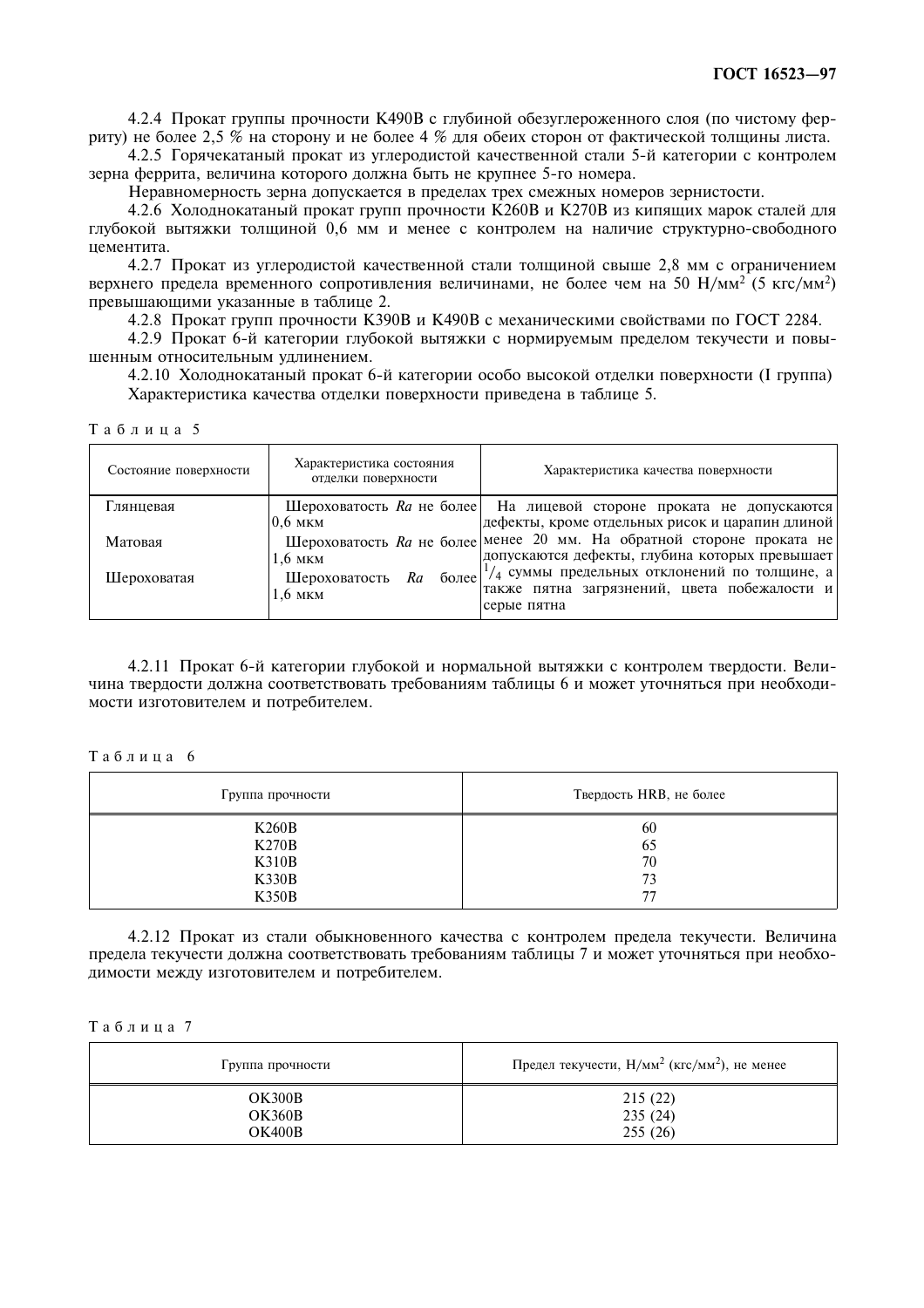4.2.4 Прокат группы прочности К490В с глубиной обезуглероженного слоя (по чистому ферриту) не более 2,5 % на сторону и не более 4 % для обеих сторон от фактической толщины листа.

4.2.5 Горячекатаный прокат из углеродистой качественной стали 5-й категории с контролем зерна феррита, величина которого должна быть не крупнее 5-го номера.

Неравномерность зерна допускается в пределах трех смежных номеров зернистости.

4.2.6 Холоднокатаный прокат групп прочности К260В и К270В из кипящих марок сталей для глубокой вытяжки толщиной 0,6 мм и менее с контролем на наличие структурно-свободного цементита.

4.2.7 Прокат из углеродистой качественной стали толщиной свыше 2,8 мм с ограничением верхнего предела временного сопротивления величинами, не более чем на 50 Н/мм$^2$ (5 кгс/мм$^2$) превышающими указанные в таблице 2.

4.2.8 Прокат групп прочности К390В и К490В с механическими свойствами по ГОСТ 2284.

4.2.9 Прокат 6-й категории глубокой вытяжки с нормируемым пределом текучести и повышенным относительным удлинением.

4.2.10 Холоднокатаный прокат 6-й категории особо высокой отделки поверхности (I группа)

Характеристика качества отделки поверхности приведена в таблице 5.

Таблица 5

| Состояние поверхности | Характеристика состояния отделки поверхности | Характеристика качества поверхности |
|---|---|---|
| Глянцевая | Шероховатость *Ra* не более 0,6 мкм | На лицевой стороне проката не допускаются дефекты, кроме отдельных рисок и царапин длиной менее 20 мм. На обратной стороне проката не допускаются дефекты, глубина которых превышает $^1/_4$ суммы предельных отклонений по толщине, а также пятна загрязнений, цвета побежалости и серые пятна |
| Матовая | Шероховатость *Ra* не более 1,6 мкм | |
| Шероховатая | Шероховатость *Ra* более 1,6 мкм | |

4.2.11 Прокат 6-й категории глубокой и нормальной вытяжки с контролем твердости. Величина твердости должна соответствовать требованиям таблицы 6 и может уточняться при необходимости изготовителем и потребителем.

Таблица 6

| Группа прочности | Твердость HRB, не более |
|---|---|
| К260В | 60 |
| К270В | 65 |
| К310В | 70 |
| К330В | 73 |
| К350В | 77 |

4.2.12 Прокат из стали обыкновенного качества с контролем предела текучести. Величина предела текучести должна соответствовать требованиям таблицы 7 и может уточняться при необходимости между изготовителем и потребителем.

Таблица 7

| Группа прочности | Предел текучести, Н/мм$^2$ (кгс/мм$^2$), не менее |
|---|---|
| ОК300В | 215 (22) |
| ОК360В | 235 (24) |
| ОК400В | 255 (26) |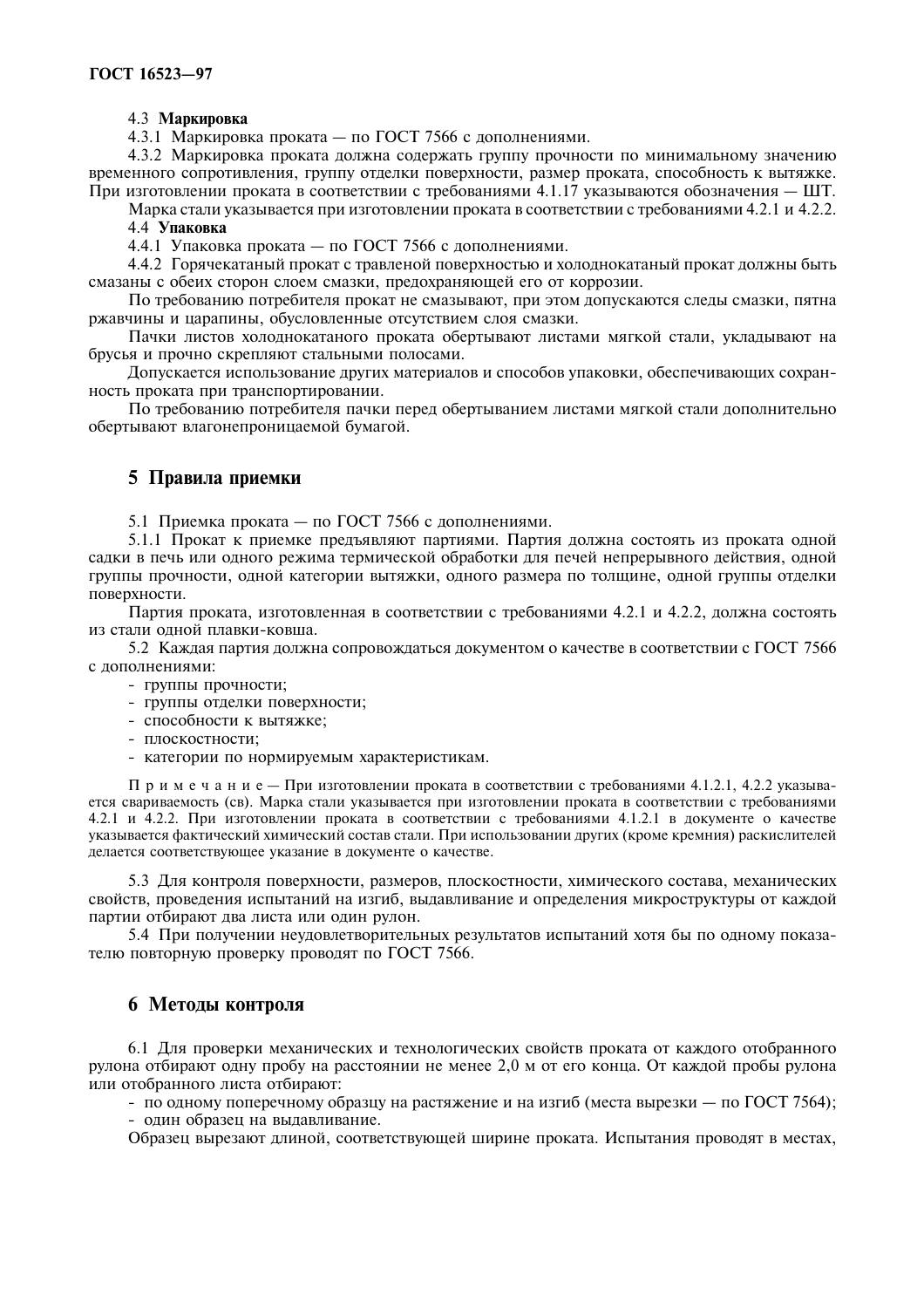4.3 **Маркировка**

4.3.1 Маркировка проката — по ГОСТ 7566 с дополнениями.

4.3.2 Маркировка проката должна содержать группу прочности по минимальному значению временного сопротивления, группу отделки поверхности, размер проката, способность к вытяжке. При изготовлении проката в соответствии с требованиями 4.1.17 указываются обозначения — ШТ.

Марка стали указывается при изготовлении проката в соответствии с требованиями 4.2.1 и 4.2.2.

4.4 **Упаковка**

4.4.1 Упаковка проката — по ГОСТ 7566 с дополнениями.

4.4.2 Горячекатаный прокат с травленой поверхностью и холоднокатаный прокат должны быть смазаны с обеих сторон слоем смазки, предохраняющей его от коррозии.

По требованию потребителя прокат не смазывают, при этом допускаются следы смазки, пятна ржавчины и царапины, обусловленные отсутствием слоя смазки.

Пачки листов холоднокатаного проката обертывают листами мягкой стали, укладывают на брусья и прочно скрепляют стальными полосами.

Допускается использование других материалов и способов упаковки, обеспечивающих сохранность проката при транспортировании.

По требованию потребителя пачки перед обертыванием листами мягкой стали дополнительно обертывают влагонепроницаемой бумагой.

## 5 Правила приемки

5.1 Приемка проката — по ГОСТ 7566 с дополнениями.

5.1.1 Прокат к приемке предъявляют партиями. Партия должна состоять из проката одной садки в печь или одного режима термической обработки для печей непрерывного действия, одной группы прочности, одной категории вытяжки, одного размера по толщине, одной группы отделки поверхности.

Партия проката, изготовленная в соответствии с требованиями 4.2.1 и 4.2.2, должна состоять из стали одной плавки-ковша.

5.2 Каждая партия должна сопровождаться документом о качестве в соответствии с ГОСТ 7566 с дополнениями:

- группы прочности;
- группы отделки поверхности;
- способности к вытяжке;
- плоскостности;
- категории по нормируемым характеристикам.

П р и м е ч а н и е — При изготовлении проката в соответствии с требованиями 4.1.2.1, 4.2.2 указывается свариваемость (св). Марка стали указывается при изготовлении проката в соответствии с требованиями 4.2.1 и 4.2.2. При изготовлении проката в соответствии с требованиями 4.1.2.1 в документе о качестве указывается фактический химический состав стали. При использовании других (кроме кремния) раскислителей делается соответствующее указание в документе о качестве.

5.3 Для контроля поверхности, размеров, плоскостности, химического состава, механических свойств, проведения испытаний на изгиб, выдавливание и определения микроструктуры от каждой партии отбирают два листа или один рулон.

5.4 При получении неудовлетворительных результатов испытаний хотя бы по одному показателю повторную проверку проводят по ГОСТ 7566.

## 6 Методы контроля

6.1 Для проверки механических и технологических свойств проката от каждого отобранного рулона отбирают одну пробу на расстоянии не менее 2,0 м от его конца. От каждой пробы рулона или отобранного листа отбирают:

- по одному поперечному образцу на растяжение и на изгиб (места вырезки — по ГОСТ 7564);
- один образец на выдавливание.

Образец вырезают длиной, соответствующей ширине проката. Испытания проводят в местах,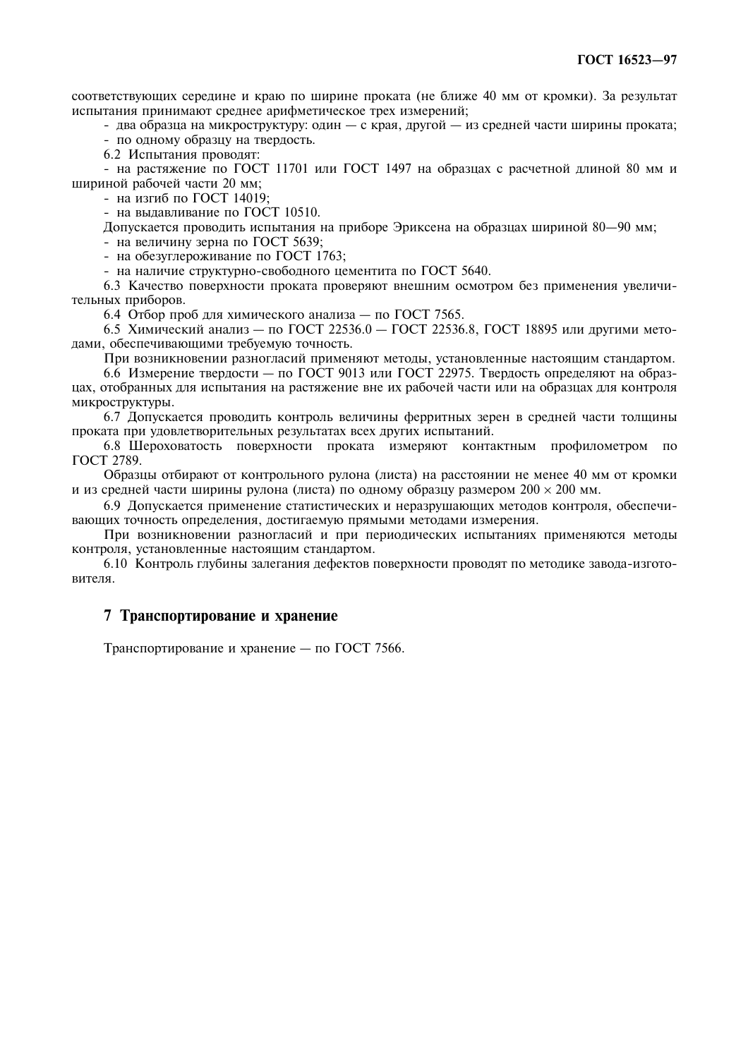соответствующих середине и краю по ширине проката (не ближе 40 мм от кромки). За результат испытания принимают среднее арифметическое трех измерений;

- два образца на микроструктуру: один — с края, другой — из средней части ширины проката;
- по одному образцу на твердость.

6.2 Испытания проводят:

- на растяжение по ГОСТ 11701 или ГОСТ 1497 на образцах с расчетной длиной 80 мм и шириной рабочей части 20 мм;
- на изгиб по ГОСТ 14019;
- на выдавливание по ГОСТ 10510.

Допускается проводить испытания на приборе Эриксена на образцах шириной 80—90 мм;

- на величину зерна по ГОСТ 5639;
- на обезуглероживание по ГОСТ 1763;
- на наличие структурно-свободного цементита по ГОСТ 5640.

6.3 Качество поверхности проката проверяют внешним осмотром без применения увеличительных приборов.

6.4 Отбор проб для химического анализа — по ГОСТ 7565.

6.5 Химический анализ — по ГОСТ 22536.0 — ГОСТ 22536.8, ГОСТ 18895 или другими методами, обеспечивающими требуемую точность.

При возникновении разногласий применяют методы, установленные настоящим стандартом.

6.6 Измерение твердости — по ГОСТ 9013 или ГОСТ 22975. Твердость определяют на образцах, отобранных для испытания на растяжение вне их рабочей части или на образцах для контроля микроструктуры.

6.7 Допускается проводить контроль величины ферритных зерен в средней части толщины проката при удовлетворительных результатах всех других испытаний.

6.8 Шероховатость поверхности проката измеряют контактным профилометром по ГОСТ 2789.

Образцы отбирают от контрольного рулона (листа) на расстоянии не менее 40 мм от кромки и из средней части ширины рулона (листа) по одному образцу размером 200 × 200 мм.

6.9 Допускается применение статистических и неразрушающих методов контроля, обеспечивающих точность определения, достигаемую прямыми методами измерения.

При возникновении разногласий и при периодических испытаниях применяются методы контроля, установленные настоящим стандартом.

6.10 Контроль глубины залегания дефектов поверхности проводят по методике завода-изготовителя.

## 7 Транспортирование и хранение

Транспортирование и хранение — по ГОСТ 7566.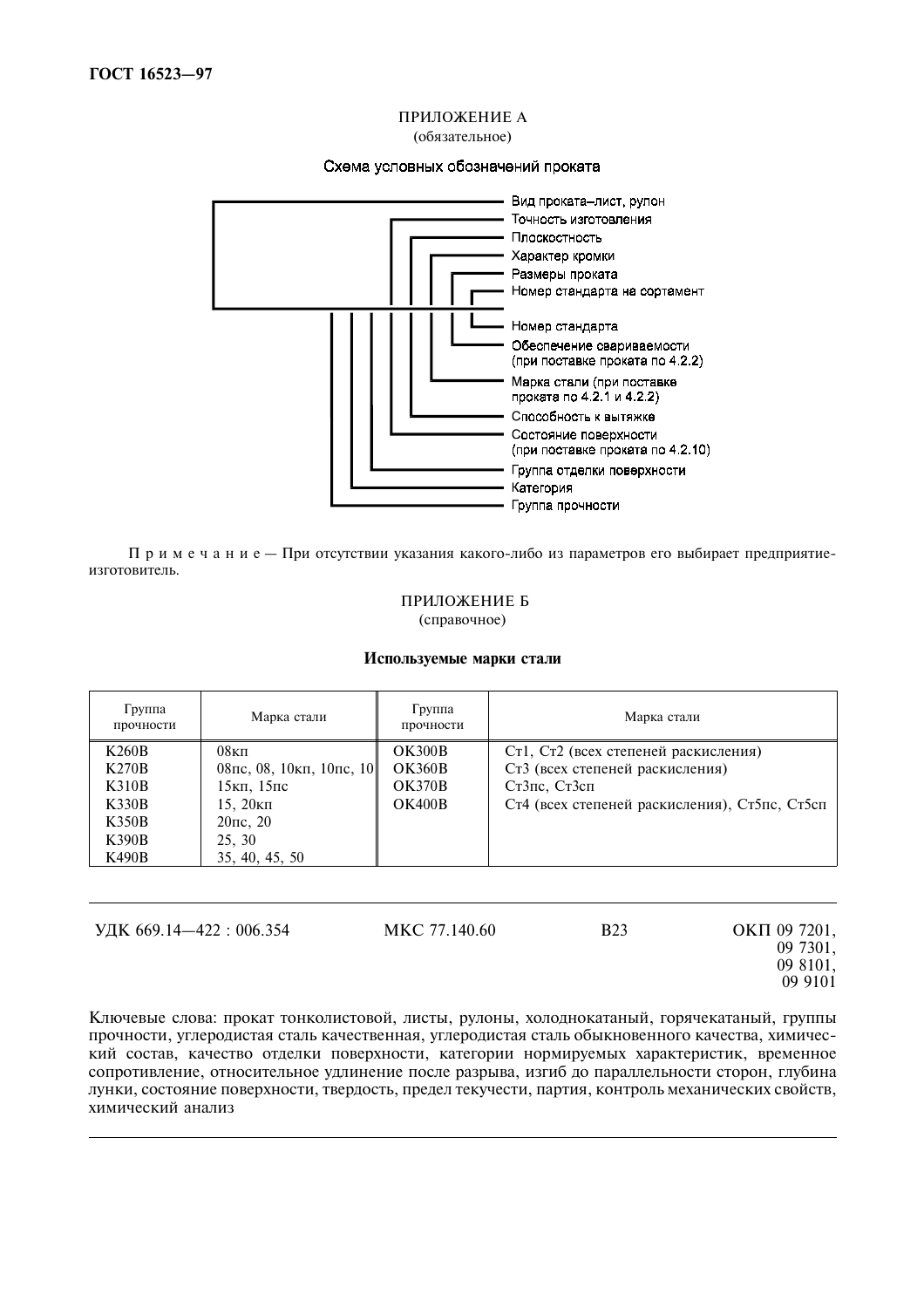## ПРИЛОЖЕНИЕ А
(обязательное)

### Схема условных обозначений проката

Вид проката–лист, рулон
Точность изготовления
Плоскостность
Характер кромки
Размеры проката
Номер стандарта на сортамент
Номер стандарта
Обеспечение свариваемости (при поставке проката по 4.2.2)
Марка стали (при поставке проката по 4.2.1 и 4.2.2)
Способность к вытяжке
Состояние поверхности (при поставке проката по 4.2.10)
Группа отделки поверхности
Категория
Группа прочности

П р и м е ч а н и е — При отсутствии указания какого-либо из параметров его выбирает предприятие-изготовитель.

## ПРИЛОЖЕНИЕ Б
(справочное)

### Используемые марки стали

| Группа прочности | Марка стали | Группа прочности | Марка стали |
|---|---|---|---|
| К260В | 08кп | ОК300В | Ст1, Ст2 (всех степеней раскисления) |
| К270В | 08пс, 08, 10кп, 10пс, 10 | ОК360В | Ст3 (всех степеней раскисления) |
| К310В | 15кп, 15пс | ОК370В | Ст3пс, Ст3сп |
| К330В | 15, 20кп | ОК400В | Ст4 (всех степеней раскисления), Ст5пс, Ст5сп |
| К350В | 20пс, 20 | | |
| К390В | 25, 30 | | |
| К490В | 35, 40, 45, 50 | | |

УДК 669.14—422 : 006.354 МКС 77.140.60 В23 ОКП 09 7201, 09 7301, 09 8101, 09 9101

Ключевые слова: прокат тонколистовой, листы, рулоны, холоднокатаный, горячекатаный, группы прочности, углеродистая сталь качественная, углеродистая сталь обыкновенного качества, химический состав, качество отделки поверхности, категории нормируемых характеристик, временное сопротивление, относительное удлинение после разрыва, изгиб до параллельности сторон, глубина лунки, состояние поверхности, твердость, предел текучести, партия, контроль механических свойств, химический анализ